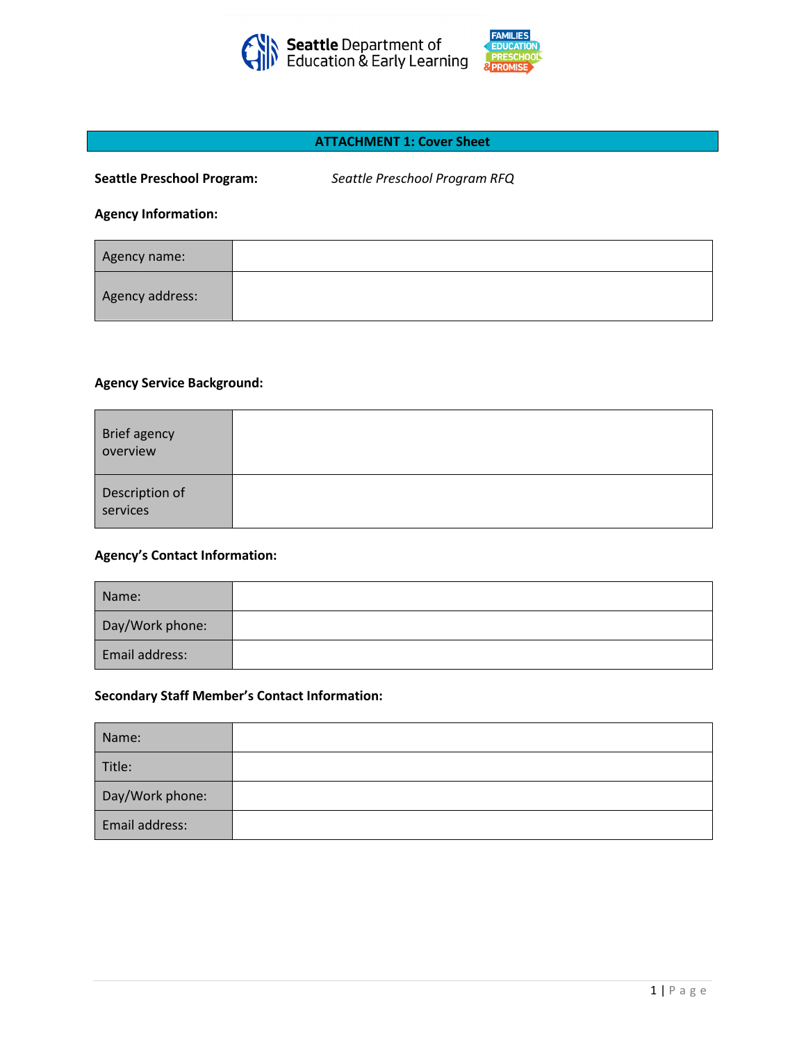Seattle Department of Education & Early Learning

FAMILIES EDUCATION PRESCHOOL & PROMISE

## ATTACHMENT 1: Cover Sheet

**Seattle Preschool Program:** *Seattle Preschool Program RFQ*

**Agency Information:**

| | |
|---|---|
| Agency name: | |
| Agency address: | |

**Agency Service Background:**

| | |
|---|---|
| Brief agency overview | |
| Description of services | |

**Agency's Contact Information:**

| | |
|---|---|
| Name: | |
| Day/Work phone: | |
| Email address: | |

**Secondary Staff Member's Contact Information:**

| | |
|---|---|
| Name: | |
| Title: | |
| Day/Work phone: | |
| Email address: | |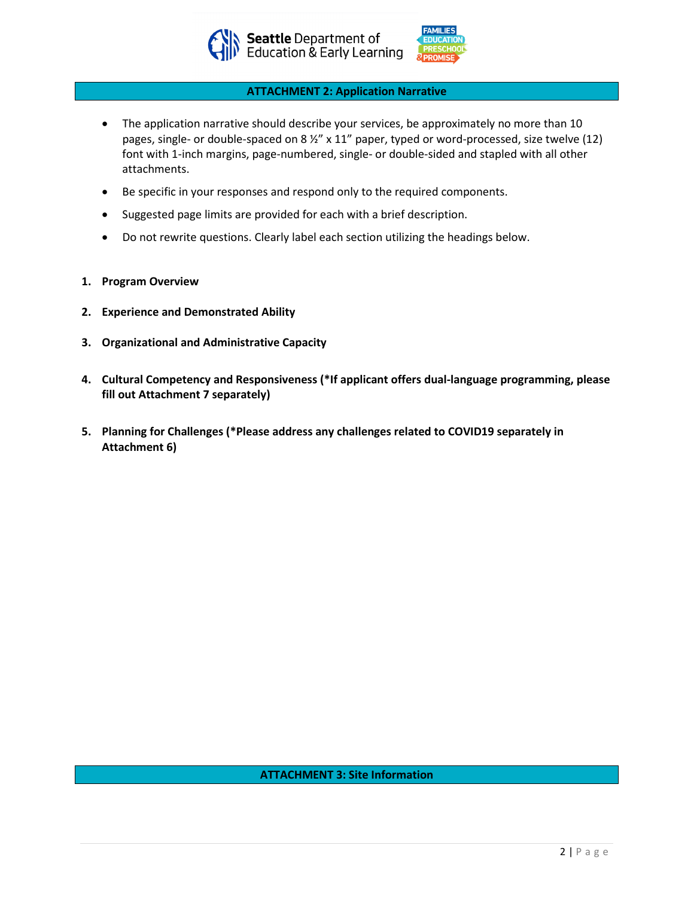## ATTACHMENT 2: Application Narrative

- The application narrative should describe your services, be approximately no more than 10 pages, single- or double-spaced on 8 ½" x 11" paper, typed or word-processed, size twelve (12) font with 1-inch margins, page-numbered, single- or double-sided and stapled with all other attachments.
- Be specific in your responses and respond only to the required components.
- Suggested page limits are provided for each with a brief description.
- Do not rewrite questions. Clearly label each section utilizing the headings below.

1. **Program Overview**
2. **Experience and Demonstrated Ability**
3. **Organizational and Administrative Capacity**
4. **Cultural Competency and Responsiveness (*If applicant offers dual-language programming, please fill out Attachment 7 separately)**
5. **Planning for Challenges (*Please address any challenges related to COVID19 separately in Attachment 6)**

## ATTACHMENT 3: Site Information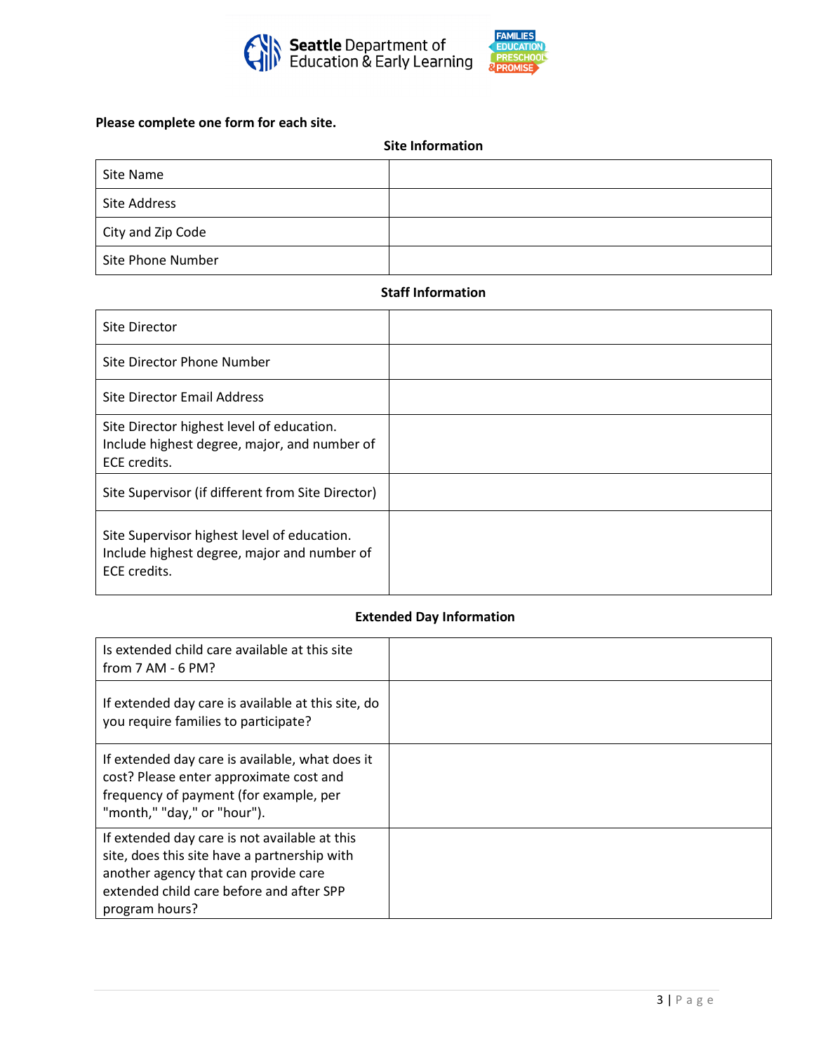**Please complete one form for each site.**

**Site Information**

| | |
|---|---|
| Site Name | |
| Site Address | |
| City and Zip Code | |
| Site Phone Number | |

**Staff Information**

| | |
|---|---|
| Site Director | |
| Site Director Phone Number | |
| Site Director Email Address | |
| Site Director highest level of education. Include highest degree, major, and number of ECE credits. | |
| Site Supervisor (if different from Site Director) | |
| Site Supervisor highest level of education. Include highest degree, major and number of ECE credits. | |

**Extended Day Information**

| | |
|---|---|
| Is extended child care available at this site from 7 AM - 6 PM? | |
| If extended day care is available at this site, do you require families to participate? | |
| If extended day care is available, what does it cost? Please enter approximate cost and frequency of payment (for example, per "month," "day," or "hour"). | |
| If extended day care is not available at this site, does this site have a partnership with another agency that can provide care extended child care before and after SPP program hours? | |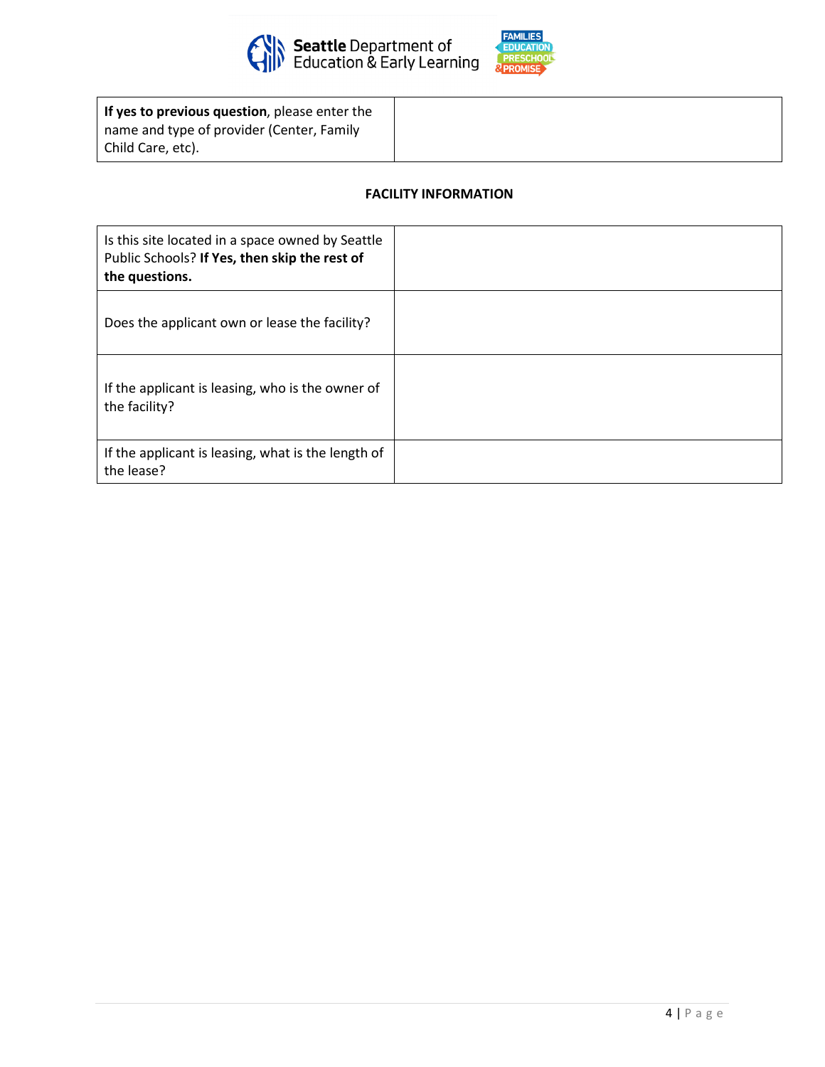| | |
|---|---|
| **If yes to previous question**, please enter the name and type of provider (Center, Family Child Care, etc). | |

**FACILITY INFORMATION**

| | |
|---|---|
| Is this site located in a space owned by Seattle Public Schools? **If Yes, then skip the rest of the questions.** | |
| Does the applicant own or lease the facility? | |
| If the applicant is leasing, who is the owner of the facility? | |
| If the applicant is leasing, what is the length of the lease? | |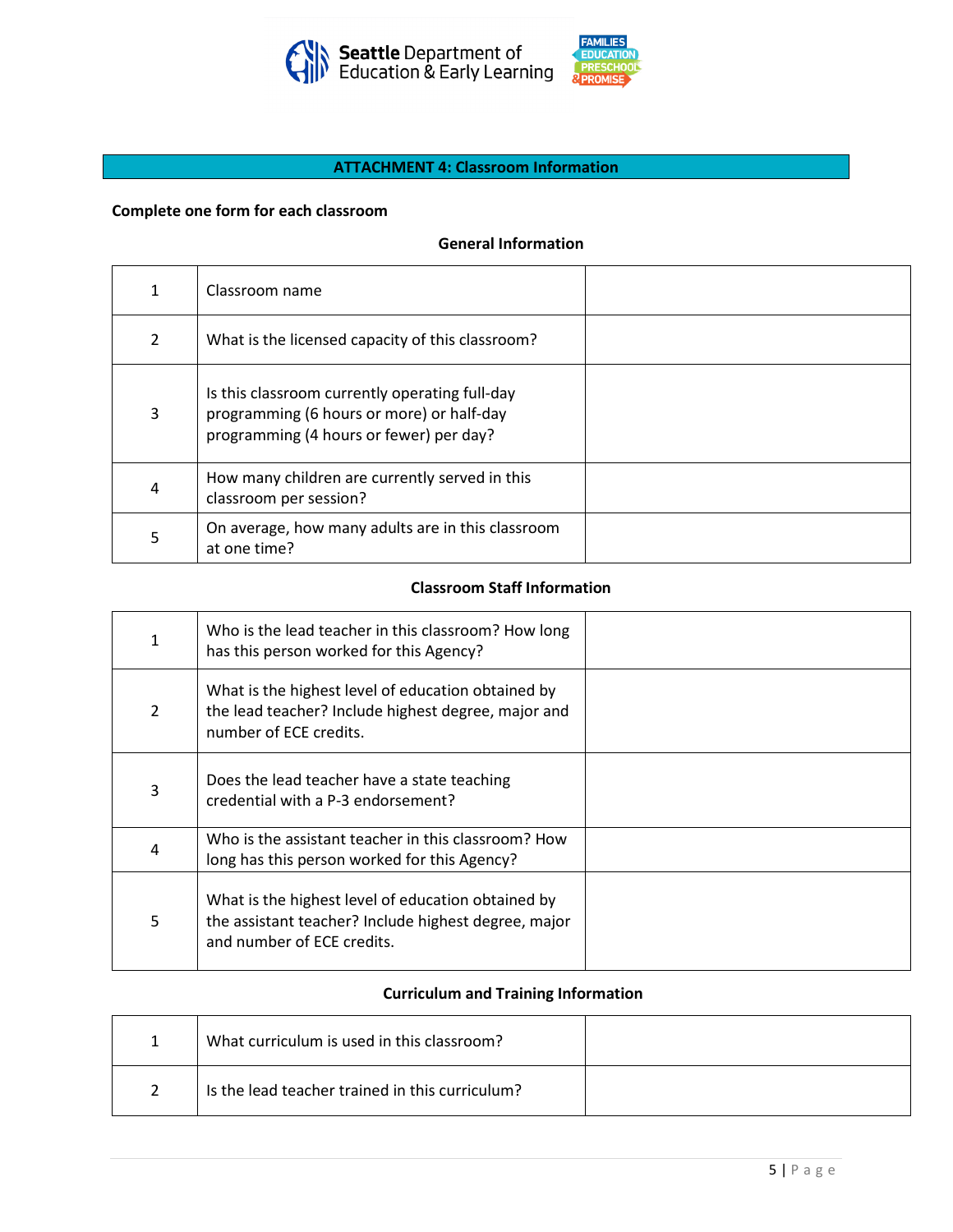## ATTACHMENT 4: Classroom Information

**Complete one form for each classroom**

**General Information**

| | | |
|---|---|---|
| 1 | Classroom name | |
| 2 | What is the licensed capacity of this classroom? | |
| 3 | Is this classroom currently operating full-day programming (6 hours or more) or half-day programming (4 hours or fewer) per day? | |
| 4 | How many children are currently served in this classroom per session? | |
| 5 | On average, how many adults are in this classroom at one time? | |

**Classroom Staff Information**

| | | |
|---|---|---|
| 1 | Who is the lead teacher in this classroom? How long has this person worked for this Agency? | |
| 2 | What is the highest level of education obtained by the lead teacher? Include highest degree, major and number of ECE credits. | |
| 3 | Does the lead teacher have a state teaching credential with a P-3 endorsement? | |
| 4 | Who is the assistant teacher in this classroom? How long has this person worked for this Agency? | |
| 5 | What is the highest level of education obtained by the assistant teacher? Include highest degree, major and number of ECE credits. | |

**Curriculum and Training Information**

| | | |
|---|---|---|
| 1 | What curriculum is used in this classroom? | |
| 2 | Is the lead teacher trained in this curriculum? | |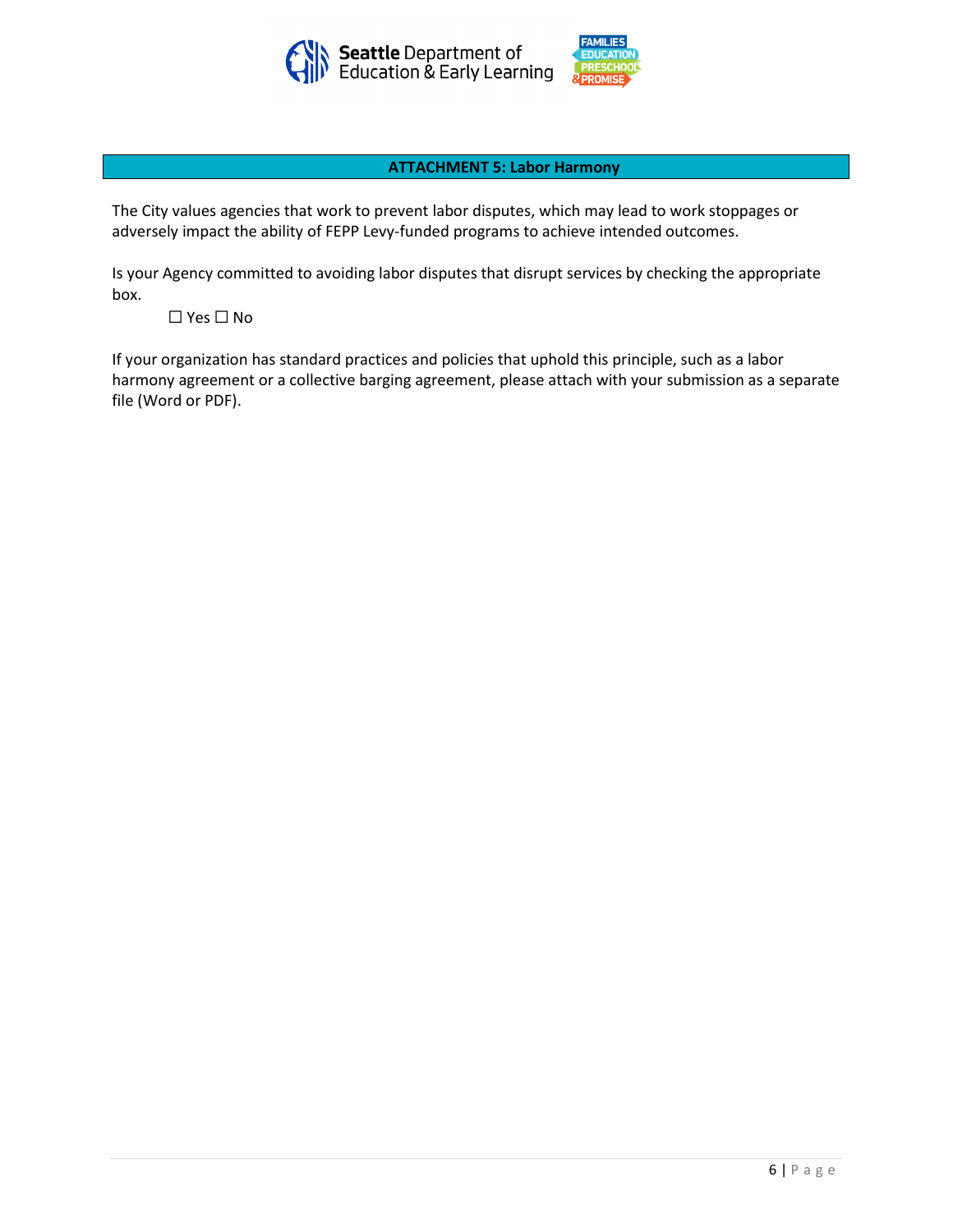## ATTACHMENT 5: Labor Harmony

The City values agencies that work to prevent labor disputes, which may lead to work stoppages or adversely impact the ability of FEPP Levy-funded programs to achieve intended outcomes.

Is your Agency committed to avoiding labor disputes that disrupt services by checking the appropriate box.

☐ Yes ☐ No

If your organization has standard practices and policies that uphold this principle, such as a labor harmony agreement or a collective barging agreement, please attach with your submission as a separate file (Word or PDF).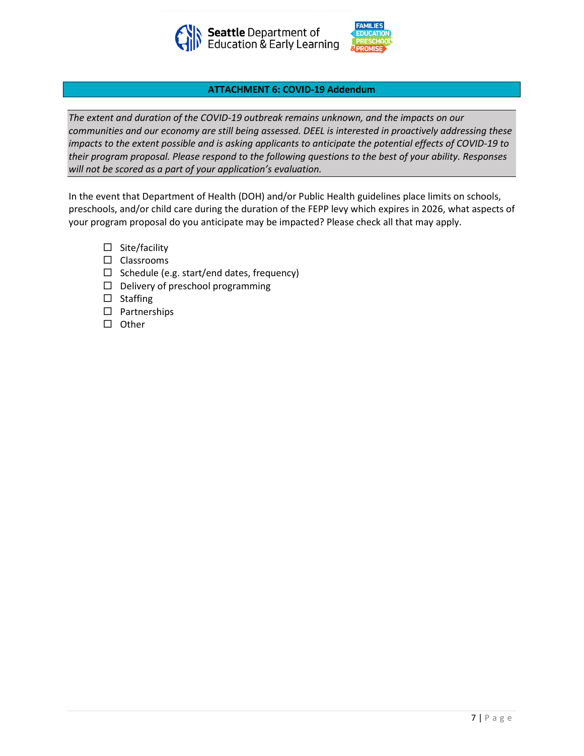## ATTACHMENT 6: COVID-19 Addendum

*The extent and duration of the COVID-19 outbreak remains unknown, and the impacts on our communities and our economy are still being assessed. DEEL is interested in proactively addressing these impacts to the extent possible and is asking applicants to anticipate the potential effects of COVID-19 to their program proposal. Please respond to the following questions to the best of your ability. Responses will not be scored as a part of your application's evaluation.*

In the event that Department of Health (DOH) and/or Public Health guidelines place limits on schools, preschools, and/or child care during the duration of the FEPP levy which expires in 2026, what aspects of your program proposal do you anticipate may be impacted? Please check all that may apply.

- ☐ Site/facility
- ☐ Classrooms
- ☐ Schedule (e.g. start/end dates, frequency)
- ☐ Delivery of preschool programming
- ☐ Staffing
- ☐ Partnerships
- ☐ Other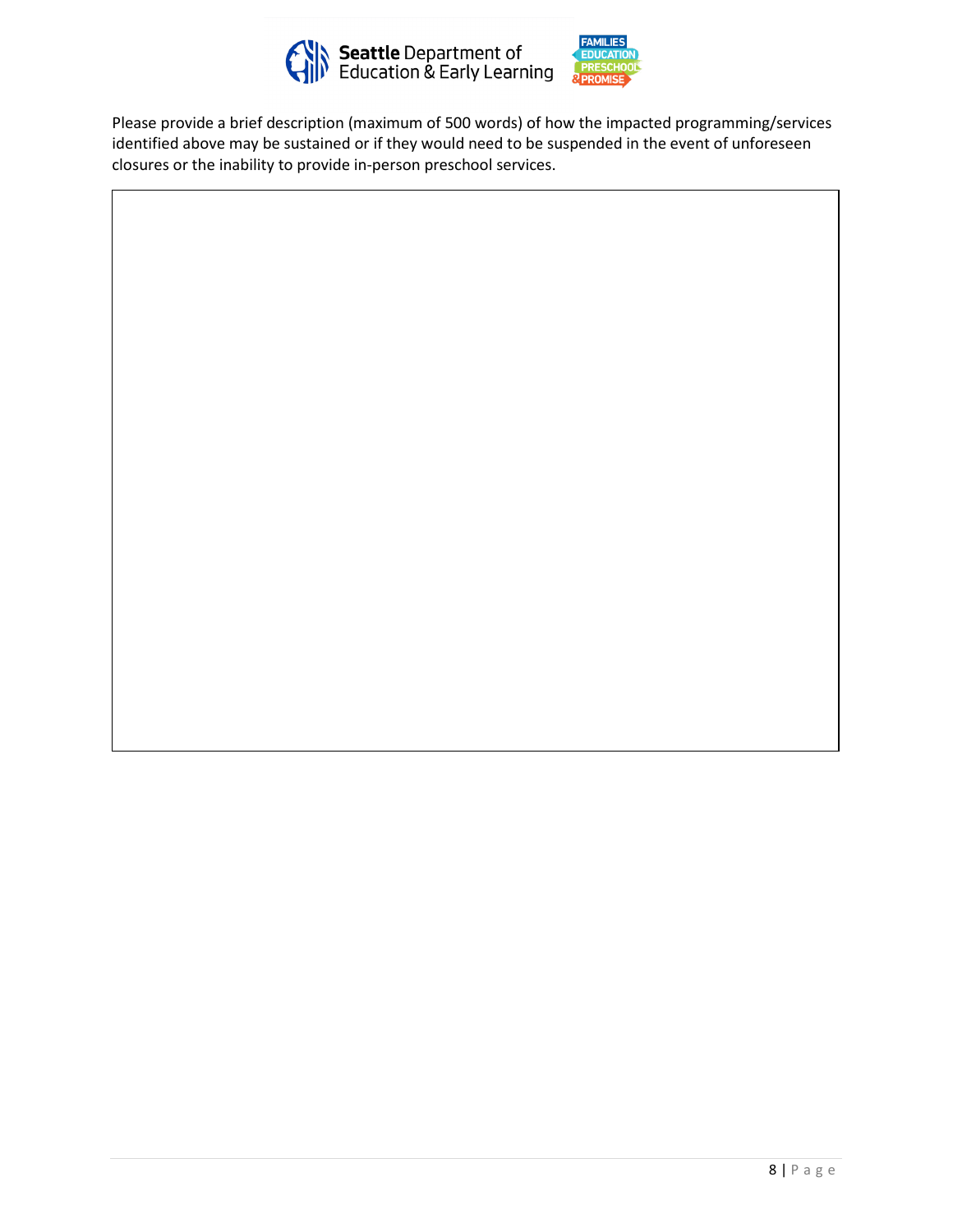Please provide a brief description (maximum of 500 words) of how the impacted programming/services identified above may be sustained or if they would need to be suspended in the event of unforeseen closures or the inability to provide in-person preschool services.

| |
|---|
| |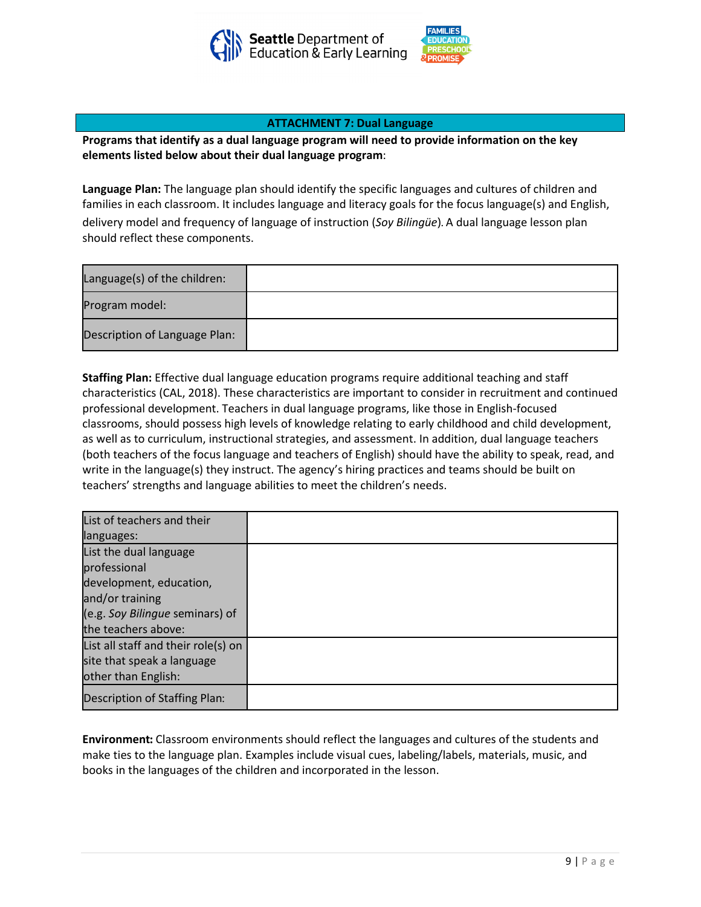## ATTACHMENT 7: Dual Language

**Programs that identify as a dual language program will need to provide information on the key elements listed below about their dual language program**:

**Language Plan:** The language plan should identify the specific languages and cultures of children and families in each classroom. It includes language and literacy goals for the focus language(s) and English, delivery model and frequency of language of instruction (*Soy Bilingüe*). A dual language lesson plan should reflect these components.

| | |
|---|---|
| Language(s) of the children: | |
| Program model: | |
| Description of Language Plan: | |

**Staffing Plan:** Effective dual language education programs require additional teaching and staff characteristics (CAL, 2018). These characteristics are important to consider in recruitment and continued professional development. Teachers in dual language programs, like those in English-focused classrooms, should possess high levels of knowledge relating to early childhood and child development, as well as to curriculum, instructional strategies, and assessment. In addition, dual language teachers (both teachers of the focus language and teachers of English) should have the ability to speak, read, and write in the language(s) they instruct. The agency's hiring practices and teams should be built on teachers' strengths and language abilities to meet the children's needs.

| | |
|---|---|
| List of teachers and their languages: | |
| List the dual language professional development, education, and/or training (e.g. *Soy Bilingue* seminars) of the teachers above: | |
| List all staff and their role(s) on site that speak a language other than English: | |
| Description of Staffing Plan: | |

**Environment:** Classroom environments should reflect the languages and cultures of the students and make ties to the language plan. Examples include visual cues, labeling/labels, materials, music, and books in the languages of the children and incorporated in the lesson.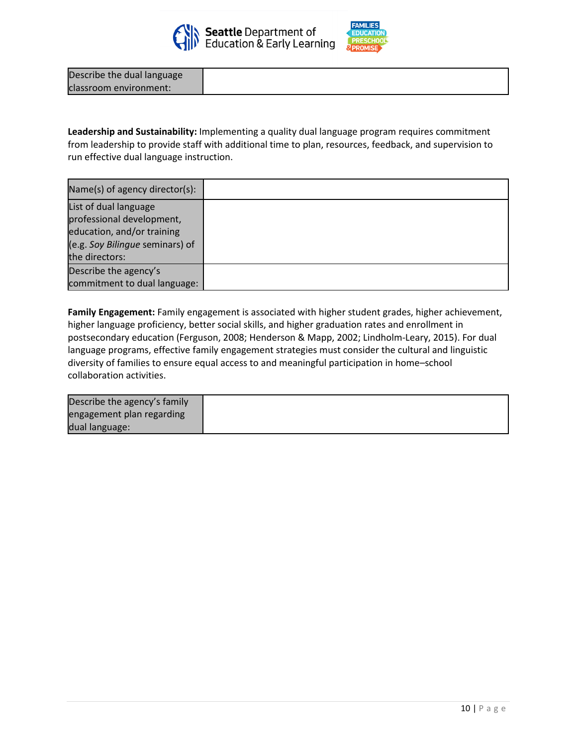| | |
|---|---|
| Describe the dual language classroom environment: | |

**Leadership and Sustainability:** Implementing a quality dual language program requires commitment from leadership to provide staff with additional time to plan, resources, feedback, and supervision to run effective dual language instruction.

| | |
|---|---|
| Name(s) of agency director(s): | |
| List of dual language professional development, education, and/or training (e.g. *Soy Bilingue* seminars) of the directors: | |
| Describe the agency's commitment to dual language: | |

**Family Engagement:** Family engagement is associated with higher student grades, higher achievement, higher language proficiency, better social skills, and higher graduation rates and enrollment in postsecondary education (Ferguson, 2008; Henderson & Mapp, 2002; Lindholm-Leary, 2015). For dual language programs, effective family engagement strategies must consider the cultural and linguistic diversity of families to ensure equal access to and meaningful participation in home–school collaboration activities.

| | |
|---|---|
| Describe the agency's family engagement plan regarding dual language: | |